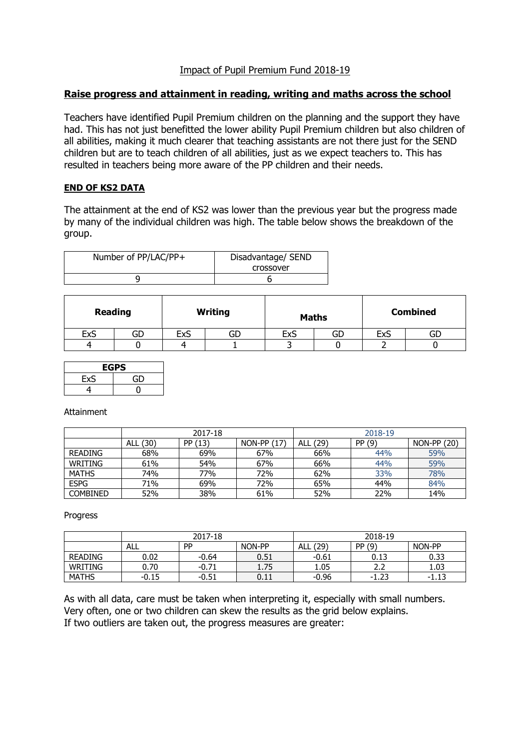## Impact of Pupil Premium Fund 2018-19

### Raise progress and attainment in reading, writing and maths across the school

Teachers have identified Pupil Premium children on the planning and the support they have had. This has not just benefitted the lower ability Pupil Premium children but also children of all abilities, making it much clearer that teaching assistants are not there just for the SEND children but are to teach children of all abilities, just as we expect teachers to. This has resulted in teachers being more aware of the PP children and their needs.

#### END OF KS2 DATA

The attainment at the end of KS2 was lower than the previous year but the progress made by many of the individual children was high. The table below shows the breakdown of the group.

| Number of PP/LAC/PP+ | Disadvantage/ SEND crossover |
|---|---|
| 9 | 6 |

| Reading | | Writing | | Maths | | Combined | |
|---|---|---|---|---|---|---|---|
| ExS | GD | ExS | GD | ExS | GD | ExS | GD |
| 4 | 0 | 4 | 1 | 3 | 0 | 2 | 0 |

| EGPS | |
|---|---|
| ExS | GD |
| 4 | 0 |

Attainment

| | 2017-18 | | | 2018-19 | | |
|---|---|---|---|---|---|---|
| | ALL (30) | PP (13) | NON-PP (17) | ALL (29) | PP (9) | NON-PP (20) |
| READING | 68% | 69% | 67% | 66% | 44% | 59% |
| WRITING | 61% | 54% | 67% | 66% | 44% | 59% |
| MATHS | 74% | 77% | 72% | 62% | 33% | 78% |
| ESPG | 71% | 69% | 72% | 65% | 44% | 84% |
| COMBINED | 52% | 38% | 61% | 52% | 22% | 14% |

Progress

| | 2017-18 | | | 2018-19 | | |
|---|---|---|---|---|---|---|
| | ALL | PP | NON-PP | ALL (29) | PP (9) | NON-PP |
| READING | 0.02 | -0.64 | 0.51 | -0.61 | 0.13 | 0.33 |
| WRITING | 0.70 | -0.71 | 1.75 | 1.05 | 2.2 | 1.03 |
| MATHS | -0.15 | -0.51 | 0.11 | -0.96 | -1.23 | -1.13 |

As with all data, care must be taken when interpreting it, especially with small numbers. Very often, one or two children can skew the results as the grid below explains.
If two outliers are taken out, the progress measures are greater: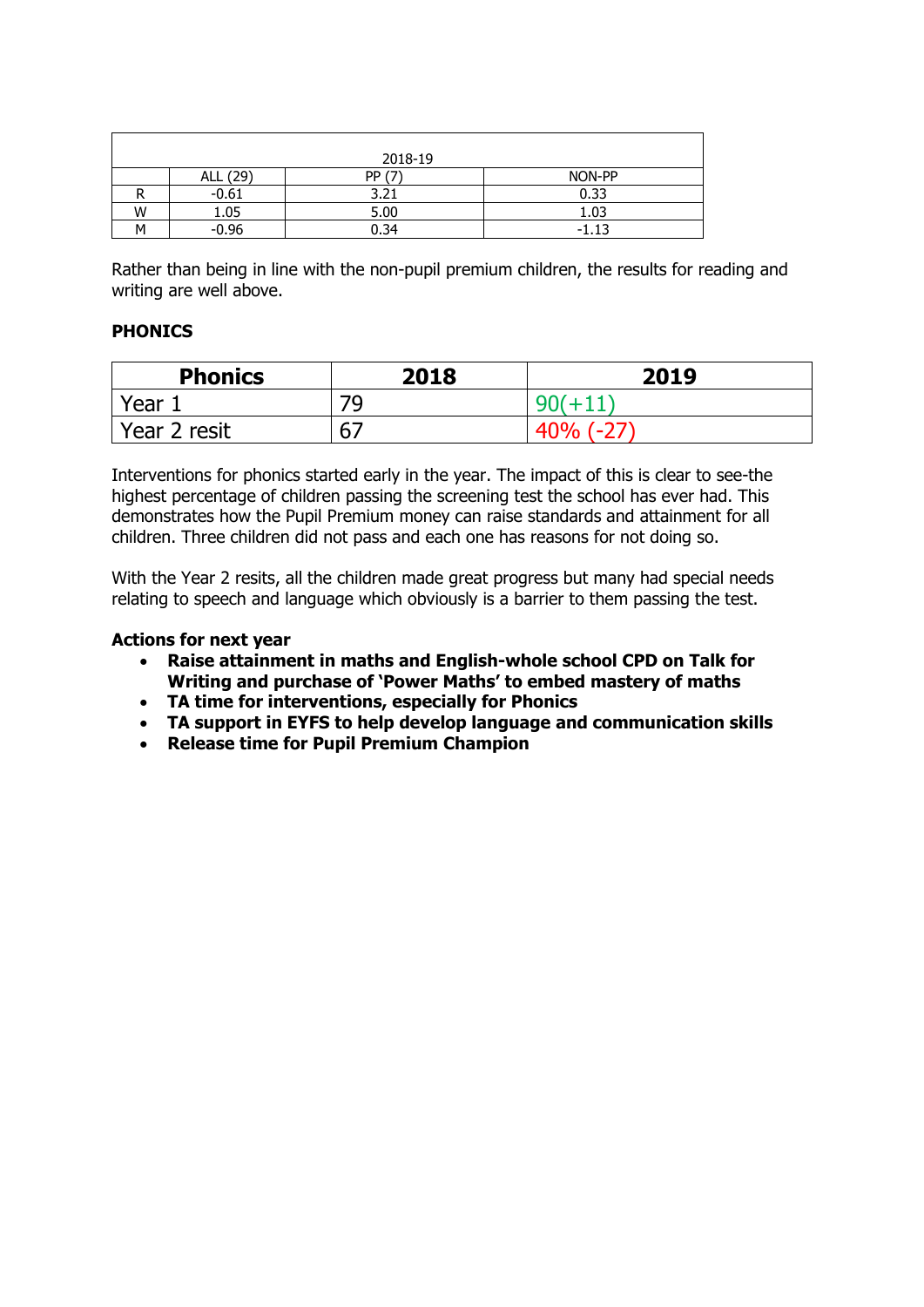| 2018-19 | | | |
|---|---|---|---|
| | ALL (29) | PP (7) | NON-PP |
| R | -0.61 | 3.21 | 0.33 |
| W | 1.05 | 5.00 | 1.03 |
| M | -0.96 | 0.34 | -1.13 |

Rather than being in line with the non-pupil premium children, the results for reading and writing are well above.

**PHONICS**

| Phonics | 2018 | 2019 |
|---|---|---|
| Year 1 | 79 | 90(+11) |
| Year 2 resit | 67 | 40% (-27) |

Interventions for phonics started early in the year. The impact of this is clear to see-the highest percentage of children passing the screening test the school has ever had. This demonstrates how the Pupil Premium money can raise standards and attainment for all children. Three children did not pass and each one has reasons for not doing so.

With the Year 2 resits, all the children made great progress but many had special needs relating to speech and language which obviously is a barrier to them passing the test.

**Actions for next year**

- **Raise attainment in maths and English-whole school CPD on Talk for Writing and purchase of 'Power Maths' to embed mastery of maths**
- **TA time for interventions, especially for Phonics**
- **TA support in EYFS to help develop language and communication skills**
- **Release time for Pupil Premium Champion**